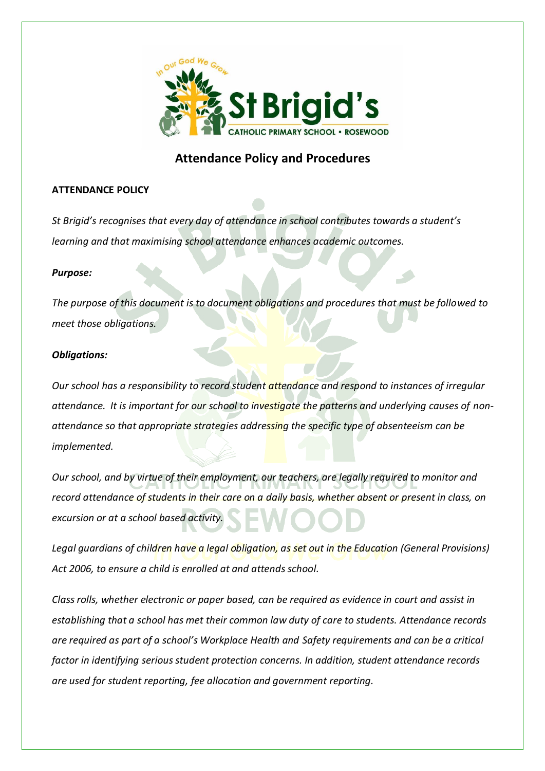# Attendance Policy and Procedures

**ATTENDANCE POLICY**

*St Brigid's recognises that every day of attendance in school contributes towards a student's learning and that maximising school attendance enhances academic outcomes.*

***Purpose:***

*The purpose of this document is to document obligations and procedures that must be followed to meet those obligations.*

***Obligations:***

*Our school has a responsibility to record student attendance and respond to instances of irregular attendance. It is important for our school to investigate the patterns and underlying causes of non-attendance so that appropriate strategies addressing the specific type of absenteeism can be implemented.*

*Our school, and by virtue of their employment, our teachers, are legally required to monitor and record attendance of students in their care on a daily basis, whether absent or present in class, on excursion or at a school based activity.*

*Legal guardians of children have a legal obligation, as set out in the Education (General Provisions) Act 2006, to ensure a child is enrolled at and attends school.*

*Class rolls, whether electronic or paper based, can be required as evidence in court and assist in establishing that a school has met their common law duty of care to students. Attendance records are required as part of a school's Workplace Health and Safety requirements and can be a critical factor in identifying serious student protection concerns. In addition, student attendance records are used for student reporting, fee allocation and government reporting.*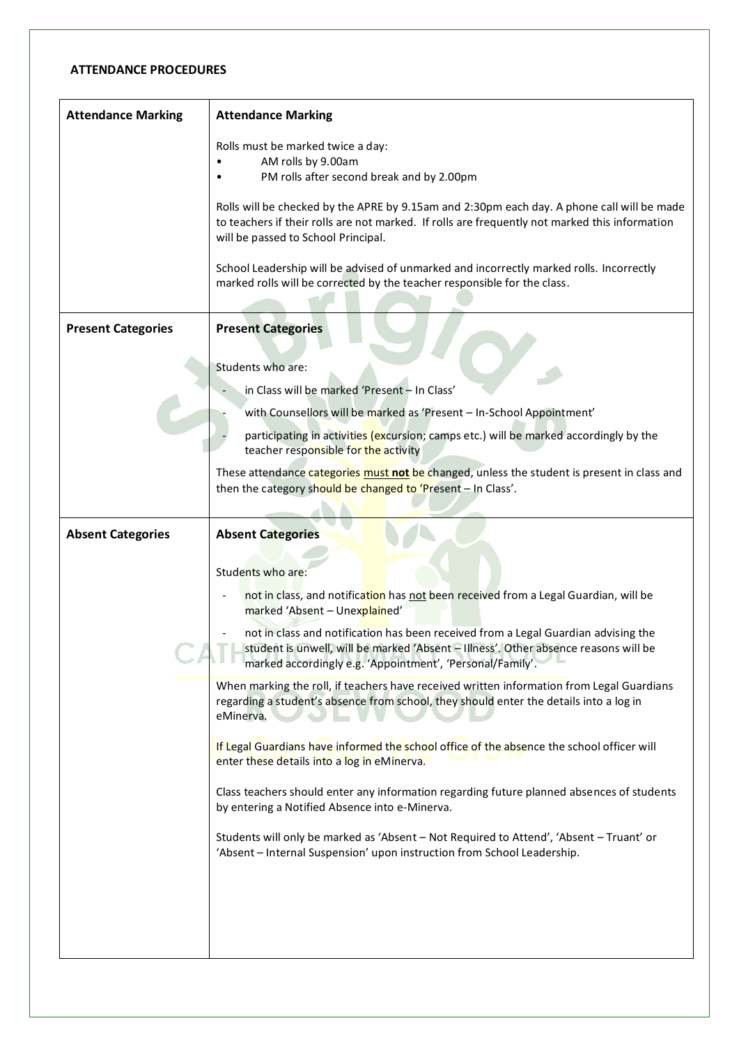## ATTENDANCE PROCEDURES

| **Attendance Marking** | **Attendance Marking**<br><br>Rolls must be marked twice a day:<br>• AM rolls by 9.00am<br>• PM rolls after second break and by 2.00pm<br><br>Rolls will be checked by the APRE by 9.15am and 2:30pm each day. A phone call will be made to teachers if their rolls are not marked. If rolls are frequently not marked this information will be passed to School Principal.<br><br>School Leadership will be advised of unmarked and incorrectly marked rolls. Incorrectly marked rolls will be corrected by the teacher responsible for the class. |
|---|---|
| **Present Categories** | **Present Categories**<br><br>Students who are:<br>- in Class will be marked 'Present – In Class'<br>- with Counsellors will be marked as 'Present – In-School Appointment'<br>- participating in activities (excursion; camps etc.) will be marked accordingly by the teacher responsible for the activity<br><br>These attendance categories must **not** be changed, unless the student is present in class and then the category should be changed to 'Present – In Class'. |
| **Absent Categories** | **Absent Categories**<br><br>Students who are:<br>- not in class, and notification has not been received from a Legal Guardian, will be marked 'Absent – Unexplained'<br>- not in class and notification has been received from a Legal Guardian advising the student is unwell, will be marked 'Absent – Illness'. Other absence reasons will be marked accordingly e.g. 'Appointment', 'Personal/Family'.<br><br>When marking the roll, if teachers have received written information from Legal Guardians regarding a student's absence from school, they should enter the details into a log in eMinerva.<br><br>If Legal Guardians have informed the school office of the absence the school officer will enter these details into a log in eMinerva.<br><br>Class teachers should enter any information regarding future planned absences of students by entering a Notified Absence into e-Minerva.<br><br>Students will only be marked as 'Absent – Not Required to Attend', 'Absent – Truant' or 'Absent – Internal Suspension' upon instruction from School Leadership. |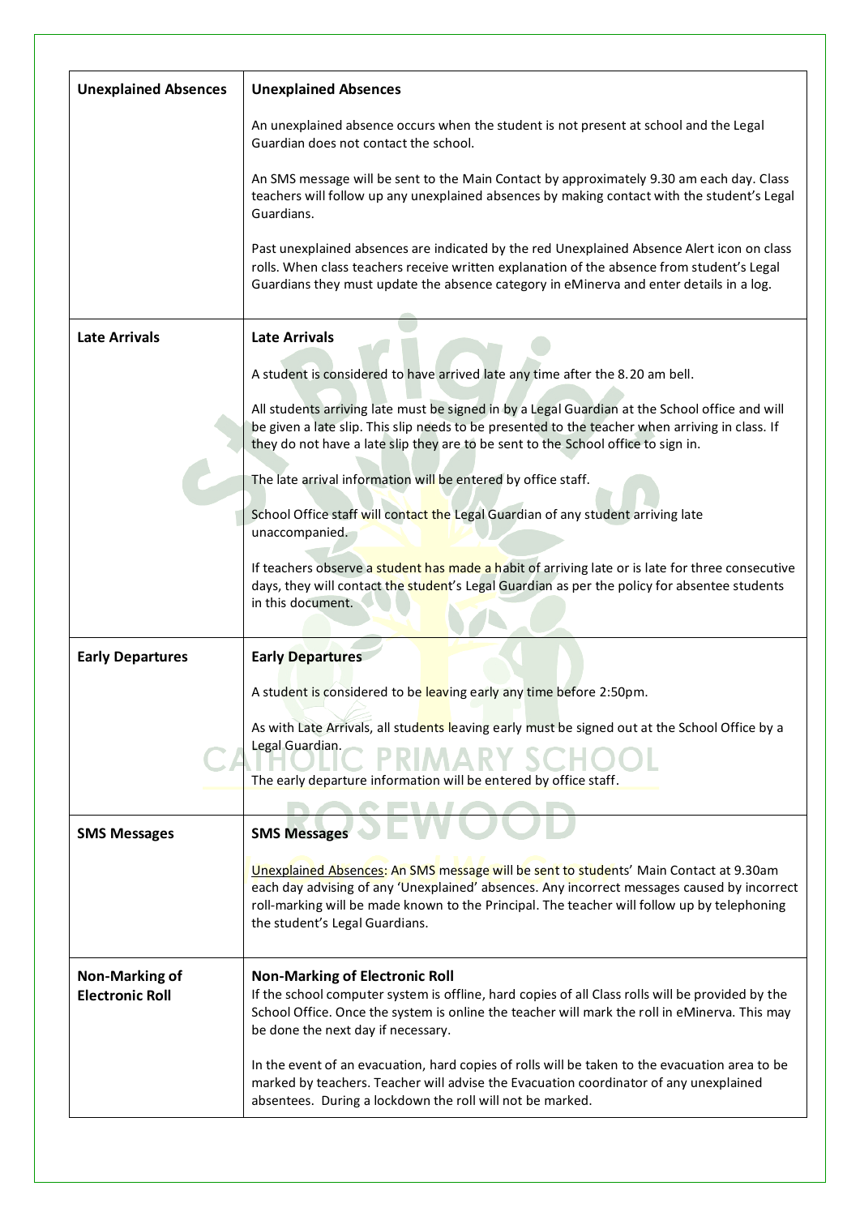| | |
|---|---|
| **Unexplained Absences** | **Unexplained Absences**<br><br>An unexplained absence occurs when the student is not present at school and the Legal Guardian does not contact the school.<br><br>An SMS message will be sent to the Main Contact by approximately 9.30 am each day. Class teachers will follow up any unexplained absences by making contact with the student's Legal Guardians.<br><br>Past unexplained absences are indicated by the red Unexplained Absence Alert icon on class rolls. When class teachers receive written explanation of the absence from student's Legal Guardians they must update the absence category in eMinerva and enter details in a log. |
| **Late Arrivals** | **Late Arrivals**<br><br>A student is considered to have arrived late any time after the 8.20 am bell.<br><br>All students arriving late must be signed in by a Legal Guardian at the School office and will be given a late slip. This slip needs to be presented to the teacher when arriving in class. If they do not have a late slip they are to be sent to the School office to sign in.<br><br>The late arrival information will be entered by office staff.<br><br>School Office staff will contact the Legal Guardian of any student arriving late unaccompanied.<br><br>If teachers observe a student has made a habit of arriving late or is late for three consecutive days, they will contact the student's Legal Guardian as per the policy for absentee students in this document. |
| **Early Departures** | **Early Departures**<br><br>A student is considered to be leaving early any time before 2:50pm.<br><br>As with Late Arrivals, all students leaving early must be signed out at the School Office by a Legal Guardian.<br><br>The early departure information will be entered by office staff. |
| **SMS Messages** | **SMS Messages**<br><br><u>Unexplained Absences</u>: An SMS message will be sent to students' Main Contact at 9.30am each day advising of any 'Unexplained' absences. Any incorrect messages caused by incorrect roll-marking will be made known to the Principal. The teacher will follow up by telephoning the student's Legal Guardians. |
| **Non-Marking of Electronic Roll** | **Non-Marking of Electronic Roll**<br>If the school computer system is offline, hard copies of all Class rolls will be provided by the School Office. Once the system is online the teacher will mark the roll in eMinerva. This may be done the next day if necessary.<br><br>In the event of an evacuation, hard copies of rolls will be taken to the evacuation area to be marked by teachers. Teacher will advise the Evacuation coordinator of any unexplained absentees. During a lockdown the roll will not be marked. |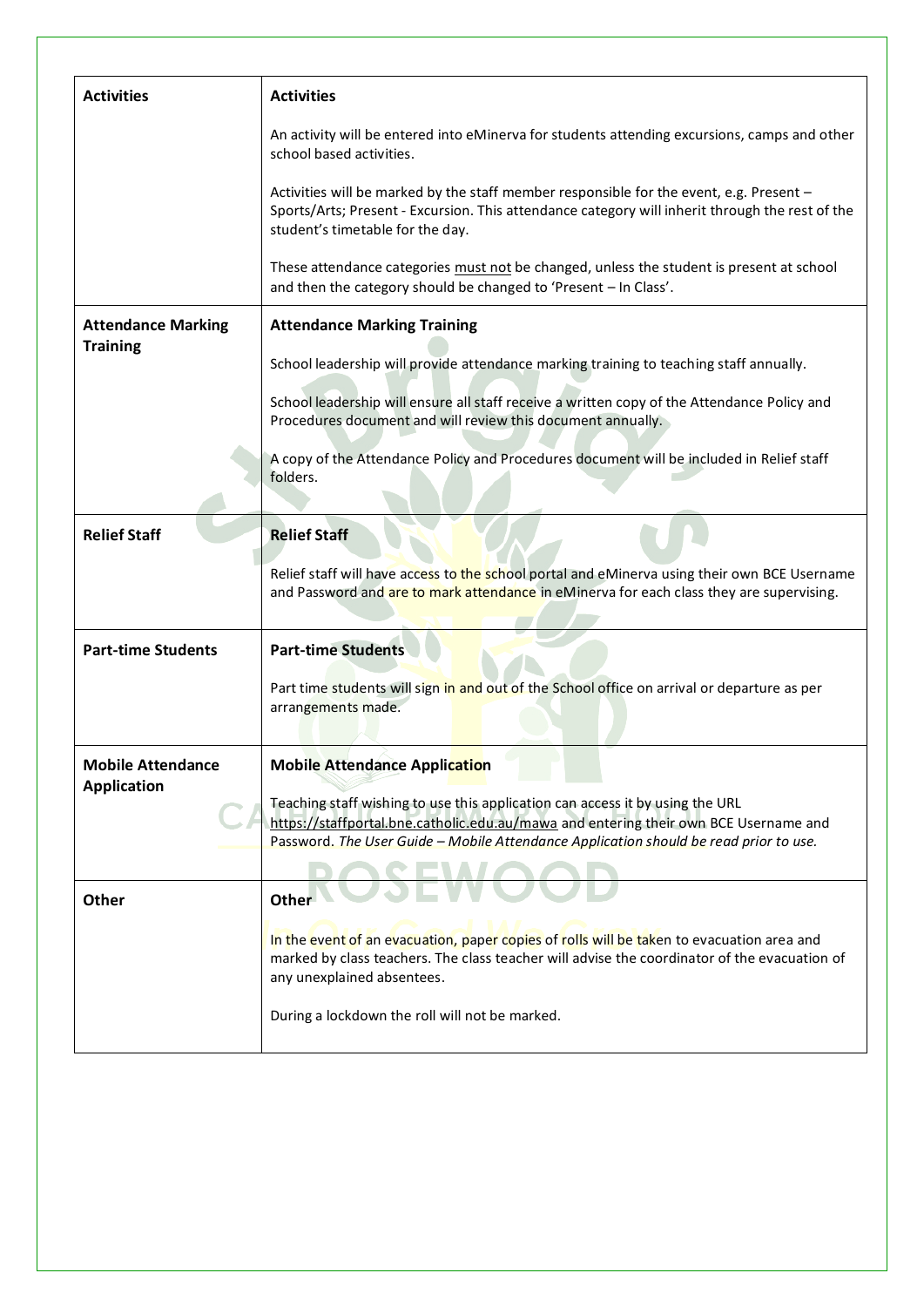| | |
|---|---|
| **Activities** | **Activities**<br><br>An activity will be entered into eMinerva for students attending excursions, camps and other school based activities.<br><br>Activities will be marked by the staff member responsible for the event, e.g. Present – Sports/Arts; Present - Excursion. This attendance category will inherit through the rest of the student's timetable for the day.<br><br>These attendance categories <u>must not</u> be changed, unless the student is present at school and then the category should be changed to 'Present – In Class'. |
| **Attendance Marking Training** | **Attendance Marking Training**<br><br>School leadership will provide attendance marking training to teaching staff annually.<br><br>School leadership will ensure all staff receive a written copy of the Attendance Policy and Procedures document and will review this document annually.<br><br>A copy of the Attendance Policy and Procedures document will be included in Relief staff folders. |
| **Relief Staff** | **Relief Staff**<br><br>Relief staff will have access to the school portal and eMinerva using their own BCE Username and Password and are to mark attendance in eMinerva for each class they are supervising. |
| **Part-time Students** | **Part-time Students**<br><br>Part time students will sign in and out of the School office on arrival or departure as per arrangements made. |
| **Mobile Attendance Application** | **Mobile Attendance Application**<br><br>Teaching staff wishing to use this application can access it by using the URL <u>https://staffportal.bne.catholic.edu.au/mawa</u> and entering their own BCE Username and Password. *The User Guide – Mobile Attendance Application should be read prior to use.* |
| **Other** | **Other**<br><br>In the event of an evacuation, paper copies of rolls will be taken to evacuation area and marked by class teachers. The class teacher will advise the coordinator of the evacuation of any unexplained absentees.<br><br>During a lockdown the roll will not be marked. |